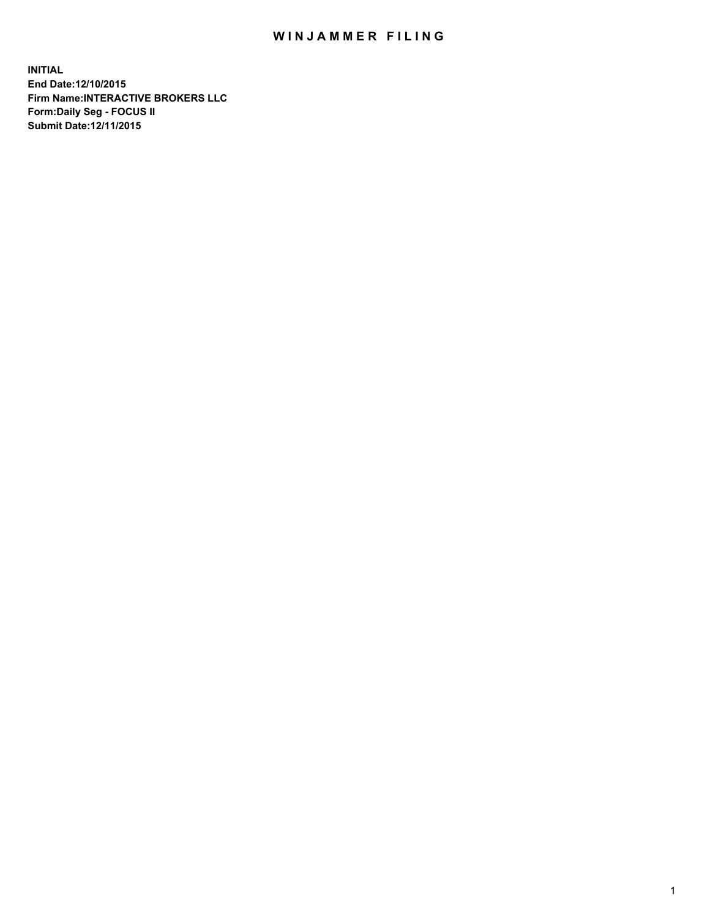# WINJAMMER FILING

**INITIAL**
**End Date:12/10/2015**
**Firm Name:INTERACTIVE BROKERS LLC**
**Form:Daily Seg - FOCUS II**
**Submit Date:12/11/2015**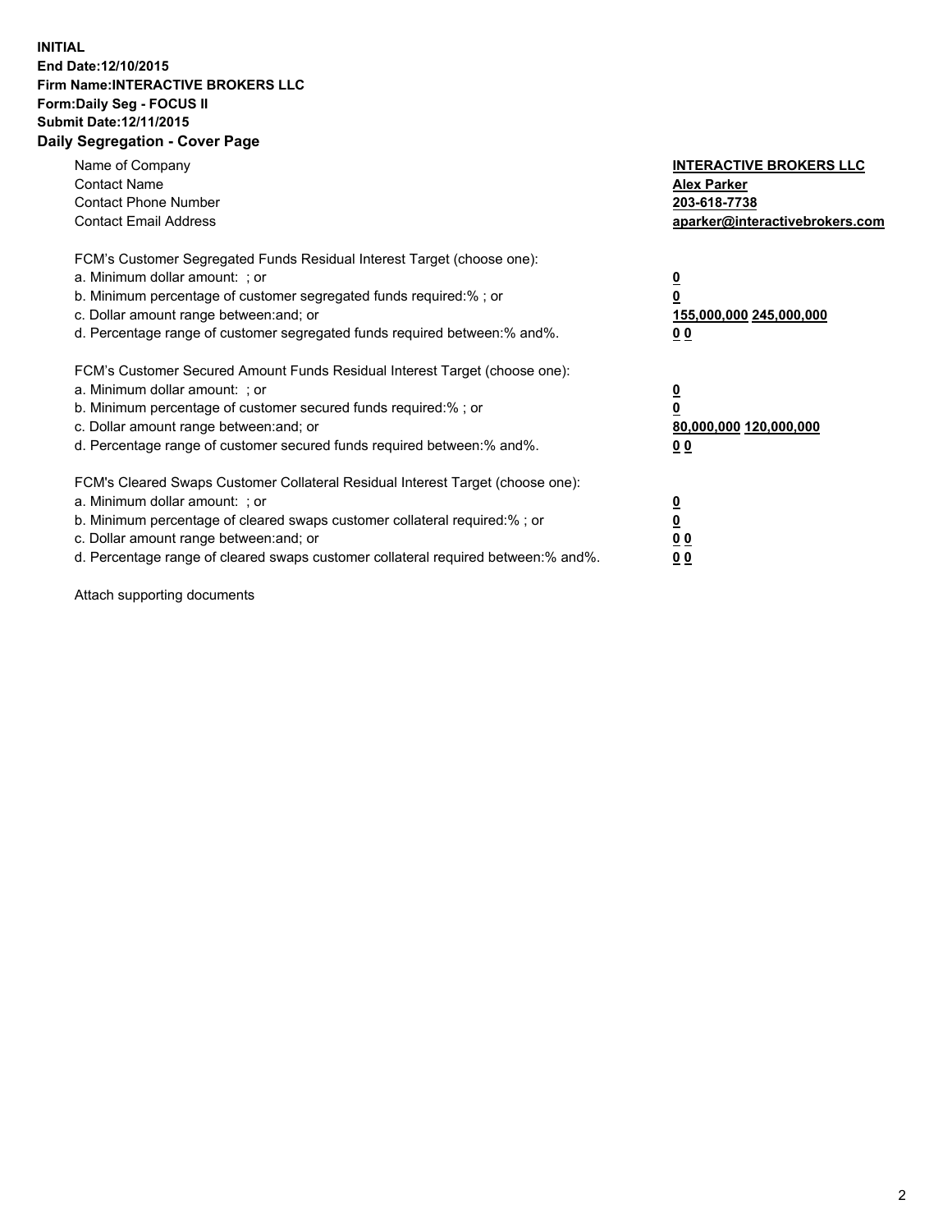**INITIAL**
**End Date:12/10/2015**
**Firm Name:INTERACTIVE BROKERS LLC**
**Form:Daily Seg - FOCUS II**
**Submit Date:12/11/2015**
**Daily Segregation - Cover Page**

| | |
|---|---|
| Name of Company | **INTERACTIVE BROKERS LLC** |
| Contact Name | **Alex Parker** |
| Contact Phone Number | **203-618-7738** |
| Contact Email Address | **aparker@interactivebrokers.com** |

FCM's Customer Segregated Funds Residual Interest Target (choose one):

| | |
|---|---|
| a. Minimum dollar amount: ; or | **0** |
| b. Minimum percentage of customer segregated funds required:% ; or | **0** |
| c. Dollar amount range between:and; or | **155,000,000 245,000,000** |
| d. Percentage range of customer segregated funds required between:% and%. | **0 0** |

FCM's Customer Secured Amount Funds Residual Interest Target (choose one):

| | |
|---|---|
| a. Minimum dollar amount: ; or | **0** |
| b. Minimum percentage of customer secured funds required:% ; or | **0** |
| c. Dollar amount range between:and; or | **80,000,000 120,000,000** |
| d. Percentage range of customer secured funds required between:% and%. | **0 0** |

FCM's Cleared Swaps Customer Collateral Residual Interest Target (choose one):

| | |
|---|---|
| a. Minimum dollar amount: ; or | **0** |
| b. Minimum percentage of cleared swaps customer collateral required:% ; or | **0** |
| c. Dollar amount range between:and; or | **0 0** |
| d. Percentage range of cleared swaps customer collateral required between:% and%. | **0 0** |

Attach supporting documents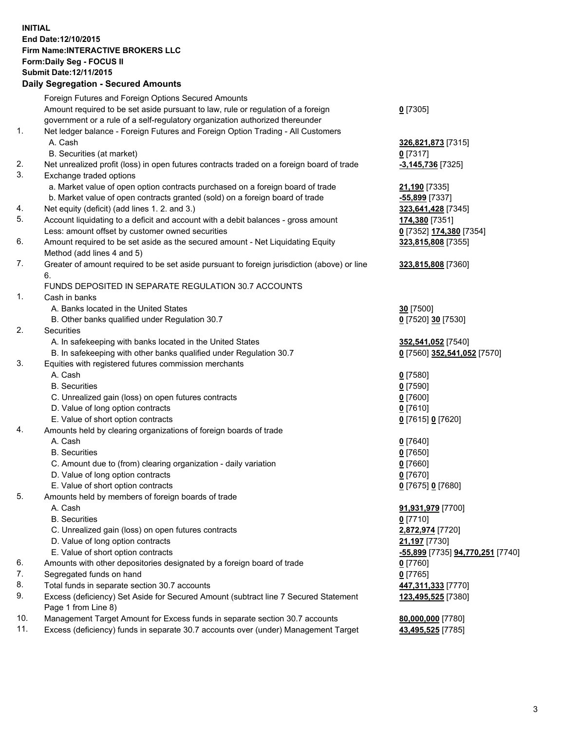**INITIAL**
**End Date:12/10/2015**
**Firm Name:INTERACTIVE BROKERS LLC**
**Form:Daily Seg - FOCUS II**
**Submit Date:12/11/2015**

### Daily Segregation - Secured Amounts

| | | |
|---|---|---|
| | Foreign Futures and Foreign Options Secured Amounts | |
| | Amount required to be set aside pursuant to law, rule or regulation of a foreign government or a rule of a self-regulatory organization authorized thereunder | **0** [7305] |
| 1. | Net ledger balance - Foreign Futures and Foreign Option Trading - All Customers | |
| | A. Cash | **326,821,873** [7315] |
| | B. Securities (at market) | **0** [7317] |
| 2. | Net unrealized profit (loss) in open futures contracts traded on a foreign board of trade | **-3,145,736** [7325] |
| 3. | Exchange traded options | |
| | a. Market value of open option contracts purchased on a foreign board of trade | **21,190** [7335] |
| | b. Market value of open contracts granted (sold) on a foreign board of trade | **-55,899** [7337] |
| 4. | Net equity (deficit) (add lines 1. 2. and 3.) | **323,641,428** [7345] |
| 5. | Account liquidating to a deficit and account with a debit balances - gross amount | **174,380** [7351] |
| | Less: amount offset by customer owned securities | **0** [7352] **174,380** [7354] |
| 6. | Amount required to be set aside as the secured amount - Net Liquidating Equity Method (add lines 4 and 5) | **323,815,808** [7355] |
| 7. | Greater of amount required to be set aside pursuant to foreign jurisdiction (above) or line 6. | **323,815,808** [7360] |
| | FUNDS DEPOSITED IN SEPARATE REGULATION 30.7 ACCOUNTS | |
| 1. | Cash in banks | |
| | A. Banks located in the United States | **30** [7500] |
| | B. Other banks qualified under Regulation 30.7 | **0** [7520] **30** [7530] |
| 2. | Securities | |
| | A. In safekeeping with banks located in the United States | **352,541,052** [7540] |
| | B. In safekeeping with other banks qualified under Regulation 30.7 | **0** [7560] **352,541,052** [7570] |
| 3. | Equities with registered futures commission merchants | |
| | A. Cash | **0** [7580] |
| | B. Securities | **0** [7590] |
| | C. Unrealized gain (loss) on open futures contracts | **0** [7600] |
| | D. Value of long option contracts | **0** [7610] |
| | E. Value of short option contracts | **0** [7615] **0** [7620] |
| 4. | Amounts held by clearing organizations of foreign boards of trade | |
| | A. Cash | **0** [7640] |
| | B. Securities | **0** [7650] |
| | C. Amount due to (from) clearing organization - daily variation | **0** [7660] |
| | D. Value of long option contracts | **0** [7670] |
| | E. Value of short option contracts | **0** [7675] **0** [7680] |
| 5. | Amounts held by members of foreign boards of trade | |
| | A. Cash | **91,931,979** [7700] |
| | B. Securities | **0** [7710] |
| | C. Unrealized gain (loss) on open futures contracts | **2,872,974** [7720] |
| | D. Value of long option contracts | **21,197** [7730] |
| | E. Value of short option contracts | **-55,899** [7735] **94,770,251** [7740] |
| 6. | Amounts with other depositories designated by a foreign board of trade | **0** [7760] |
| 7. | Segregated funds on hand | **0** [7765] |
| 8. | Total funds in separate section 30.7 accounts | **447,311,333** [7770] |
| 9. | Excess (deficiency) Set Aside for Secured Amount (subtract line 7 Secured Statement Page 1 from Line 8) | **123,495,525** [7380] |
| 10. | Management Target Amount for Excess funds in separate section 30.7 accounts | **80,000,000** [7780] |
| 11. | Excess (deficiency) funds in separate 30.7 accounts over (under) Management Target | **43,495,525** [7785] |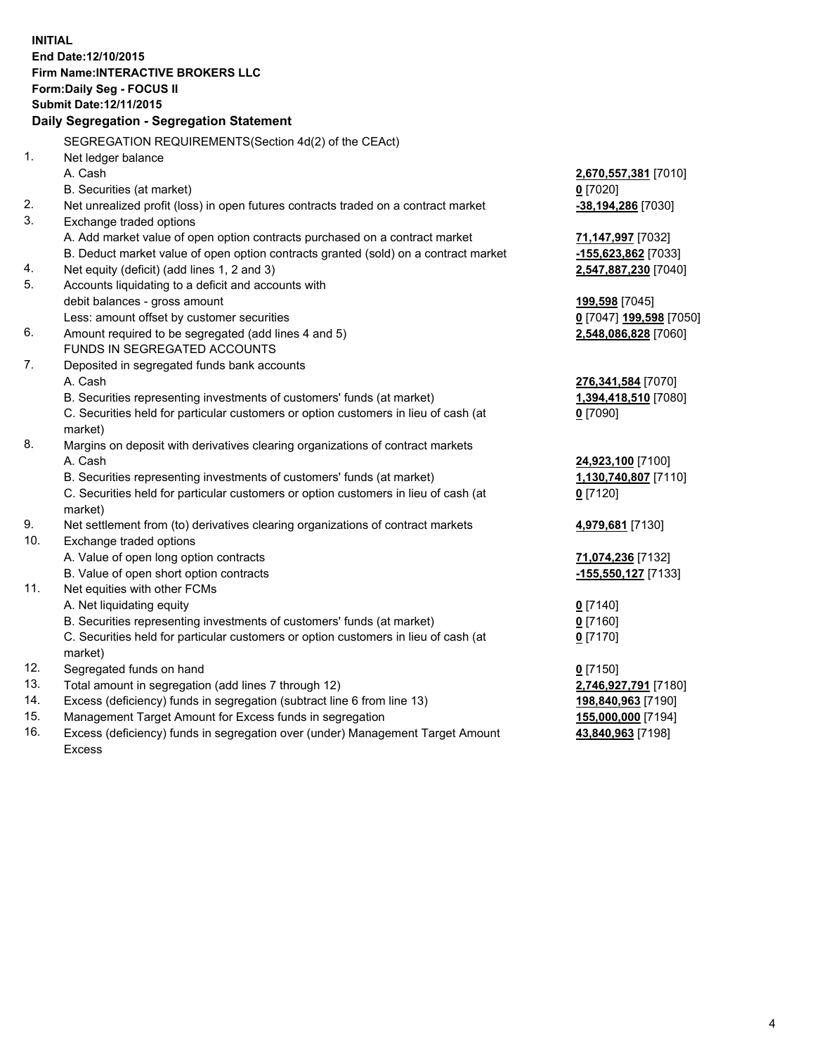**INITIAL**
**End Date:12/10/2015**
**Firm Name:INTERACTIVE BROKERS LLC**
**Form:Daily Seg - FOCUS II**
**Submit Date:12/11/2015**

**Daily Segregation - Segregation Statement**

| | | |
|---|---|---|
| | SEGREGATION REQUIREMENTS(Section 4d(2) of the CEAct) | |
| 1. | Net ledger balance | |
| | A. Cash | **2,670,557,381** [7010] |
| | B. Securities (at market) | **0** [7020] |
| 2. | Net unrealized profit (loss) in open futures contracts traded on a contract market | **-38,194,286** [7030] |
| 3. | Exchange traded options | |
| | A. Add market value of open option contracts purchased on a contract market | **71,147,997** [7032] |
| | B. Deduct market value of open option contracts granted (sold) on a contract market | **-155,623,862** [7033] |
| 4. | Net equity (deficit) (add lines 1, 2 and 3) | **2,547,887,230** [7040] |
| 5. | Accounts liquidating to a deficit and accounts with debit balances - gross amount | **199,598** [7045] |
| | Less: amount offset by customer securities | **0** [7047] **199,598** [7050] |
| 6. | Amount required to be segregated (add lines 4 and 5) | **2,548,086,828** [7060] |
| | FUNDS IN SEGREGATED ACCOUNTS | |
| 7. | Deposited in segregated funds bank accounts | |
| | A. Cash | **276,341,584** [7070] |
| | B. Securities representing investments of customers' funds (at market) | **1,394,418,510** [7080] |
| | C. Securities held for particular customers or option customers in lieu of cash (at market) | **0** [7090] |
| 8. | Margins on deposit with derivatives clearing organizations of contract markets | |
| | A. Cash | **24,923,100** [7100] |
| | B. Securities representing investments of customers' funds (at market) | **1,130,740,807** [7110] |
| | C. Securities held for particular customers or option customers in lieu of cash (at market) | **0** [7120] |
| 9. | Net settlement from (to) derivatives clearing organizations of contract markets | **4,979,681** [7130] |
| 10. | Exchange traded options | |
| | A. Value of open long option contracts | **71,074,236** [7132] |
| | B. Value of open short option contracts | **-155,550,127** [7133] |
| 11. | Net equities with other FCMs | |
| | A. Net liquidating equity | **0** [7140] |
| | B. Securities representing investments of customers' funds (at market) | **0** [7160] |
| | C. Securities held for particular customers or option customers in lieu of cash (at market) | **0** [7170] |
| 12. | Segregated funds on hand | **0** [7150] |
| 13. | Total amount in segregation (add lines 7 through 12) | **2,746,927,791** [7180] |
| 14. | Excess (deficiency) funds in segregation (subtract line 6 from line 13) | **198,840,963** [7190] |
| 15. | Management Target Amount for Excess funds in segregation | **155,000,000** [7194] |
| 16. | Excess (deficiency) funds in segregation over (under) Management Target Amount Excess | **43,840,963** [7198] |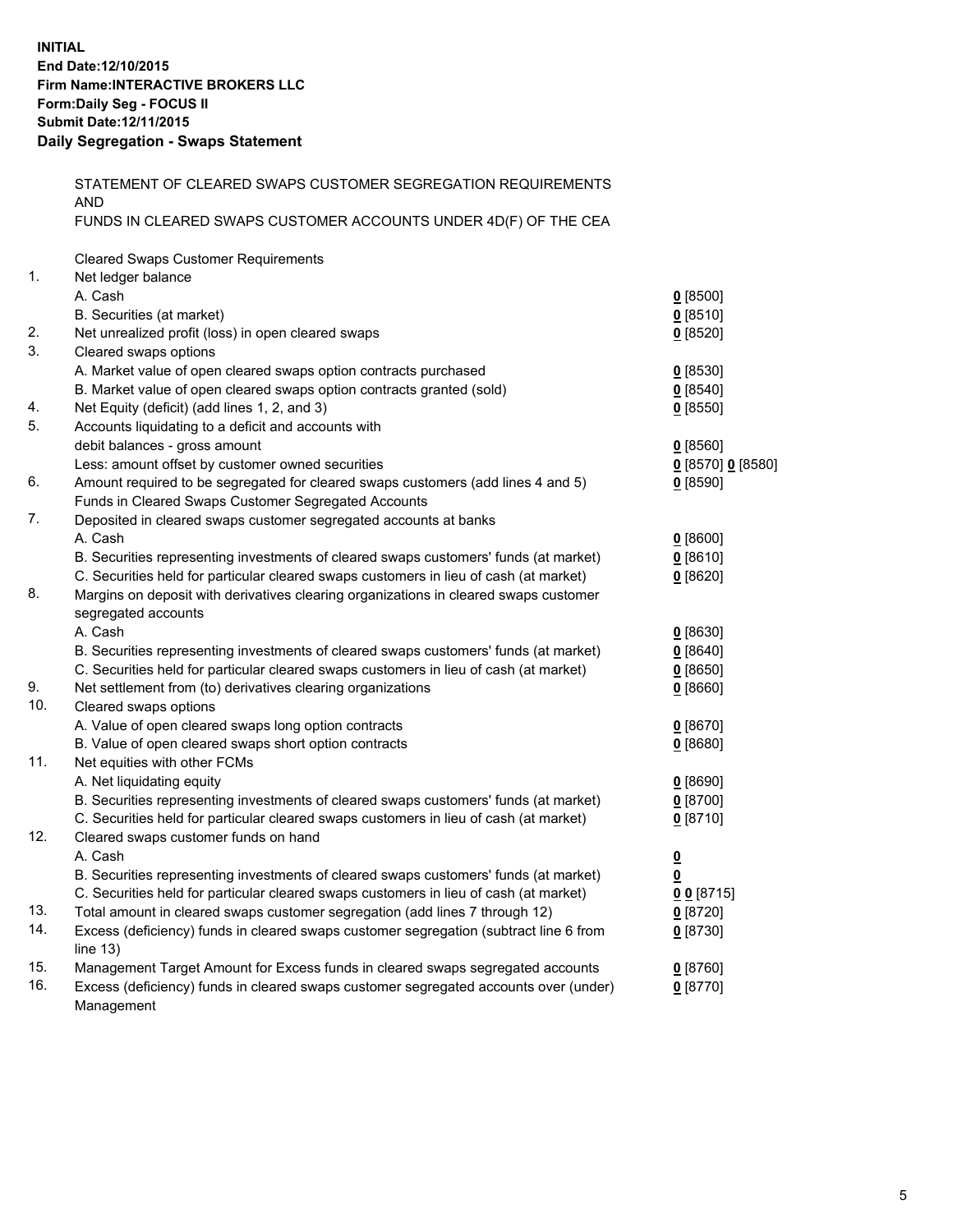**INITIAL**
**End Date:12/10/2015**
**Firm Name:INTERACTIVE BROKERS LLC**
**Form:Daily Seg - FOCUS II**
**Submit Date:12/11/2015**
**Daily Segregation - Swaps Statement**

STATEMENT OF CLEARED SWAPS CUSTOMER SEGREGATION REQUIREMENTS AND FUNDS IN CLEARED SWAPS CUSTOMER ACCOUNTS UNDER 4D(F) OF THE CEA

| | | |
|---|---|---|
| | Cleared Swaps Customer Requirements | |
| 1. | Net ledger balance | |
| | A. Cash | 0 [8500] |
| | B. Securities (at market) | 0 [8510] |
| 2. | Net unrealized profit (loss) in open cleared swaps | 0 [8520] |
| 3. | Cleared swaps options | |
| | A. Market value of open cleared swaps option contracts purchased | 0 [8530] |
| | B. Market value of open cleared swaps option contracts granted (sold) | 0 [8540] |
| 4. | Net Equity (deficit) (add lines 1, 2, and 3) | 0 [8550] |
| 5. | Accounts liquidating to a deficit and accounts with debit balances - gross amount | 0 [8560] |
| | Less: amount offset by customer owned securities | 0 [8570] 0 [8580] |
| 6. | Amount required to be segregated for cleared swaps customers (add lines 4 and 5) | 0 [8590] |
| | Funds in Cleared Swaps Customer Segregated Accounts | |
| 7. | Deposited in cleared swaps customer segregated accounts at banks | |
| | A. Cash | 0 [8600] |
| | B. Securities representing investments of cleared swaps customers' funds (at market) | 0 [8610] |
| | C. Securities held for particular cleared swaps customers in lieu of cash (at market) | 0 [8620] |
| 8. | Margins on deposit with derivatives clearing organizations in cleared swaps customer segregated accounts | |
| | A. Cash | 0 [8630] |
| | B. Securities representing investments of cleared swaps customers' funds (at market) | 0 [8640] |
| | C. Securities held for particular cleared swaps customers in lieu of cash (at market) | 0 [8650] |
| 9. | Net settlement from (to) derivatives clearing organizations | 0 [8660] |
| 10. | Cleared swaps options | |
| | A. Value of open cleared swaps long option contracts | 0 [8670] |
| | B. Value of open cleared swaps short option contracts | 0 [8680] |
| 11. | Net equities with other FCMs | |
| | A. Net liquidating equity | 0 [8690] |
| | B. Securities representing investments of cleared swaps customers' funds (at market) | 0 [8700] |
| | C. Securities held for particular cleared swaps customers in lieu of cash (at market) | 0 [8710] |
| 12. | Cleared swaps customer funds on hand | |
| | A. Cash | 0 |
| | B. Securities representing investments of cleared swaps customers' funds (at market) | 0 |
| | C. Securities held for particular cleared swaps customers in lieu of cash (at market) | 0 0 [8715] |
| 13. | Total amount in cleared swaps customer segregation (add lines 7 through 12) | 0 [8720] |
| 14. | Excess (deficiency) funds in cleared swaps customer segregation (subtract line 6 from line 13) | 0 [8730] |
| 15. | Management Target Amount for Excess funds in cleared swaps segregated accounts | 0 [8760] |
| 16. | Excess (deficiency) funds in cleared swaps customer segregated accounts over (under) Management | 0 [8770] |